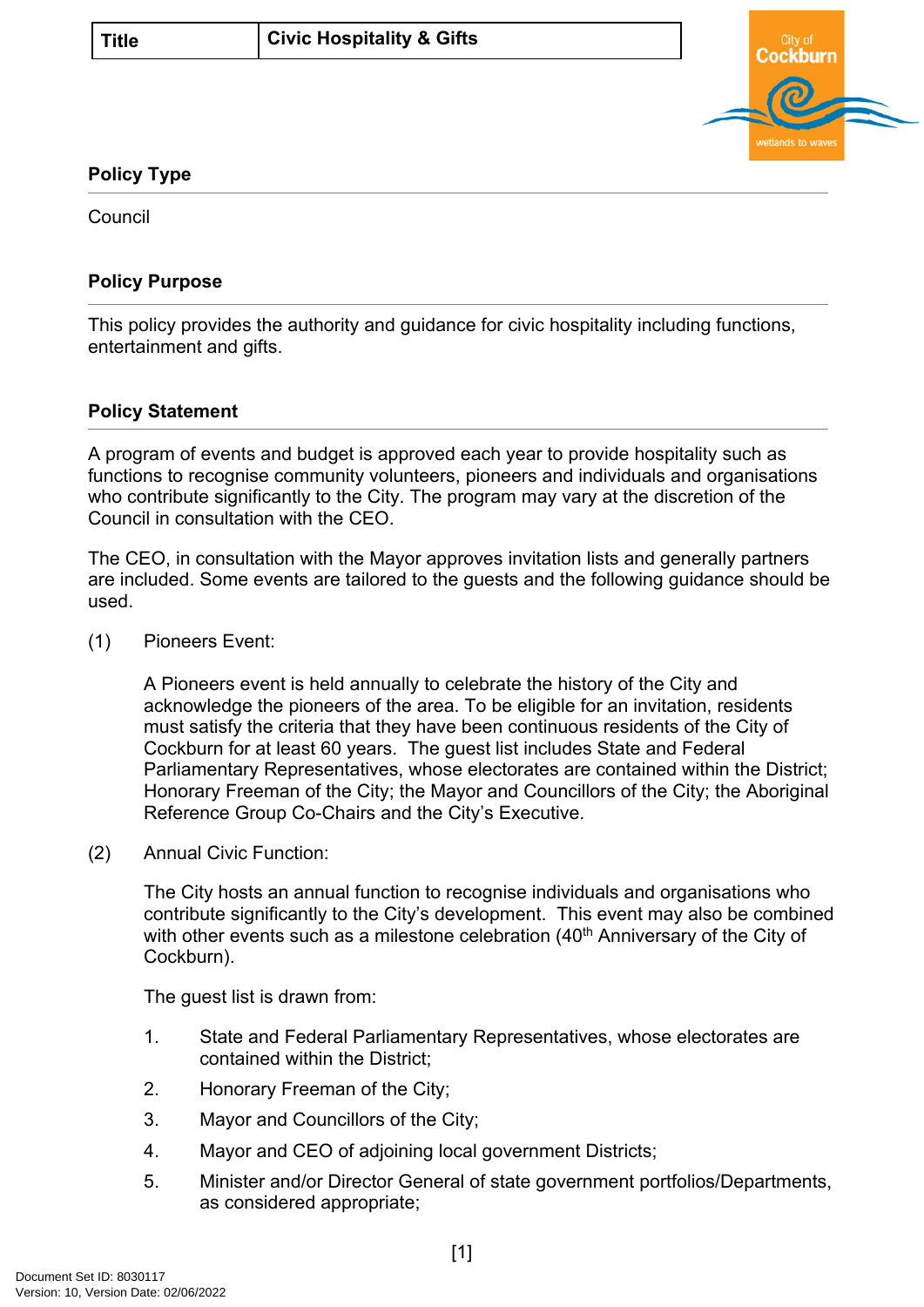| Title | Civic Hospitality & Gifts |
| --- | --- |

## Policy Type

Council

## Policy Purpose

This policy provides the authority and guidance for civic hospitality including functions, entertainment and gifts.

## Policy Statement

A program of events and budget is approved each year to provide hospitality such as functions to recognise community volunteers, pioneers and individuals and organisations who contribute significantly to the City. The program may vary at the discretion of the Council in consultation with the CEO.

The CEO, in consultation with the Mayor approves invitation lists and generally partners are included. Some events are tailored to the guests and the following guidance should be used.

(1) Pioneers Event:

A Pioneers event is held annually to celebrate the history of the City and acknowledge the pioneers of the area. To be eligible for an invitation, residents must satisfy the criteria that they have been continuous residents of the City of Cockburn for at least 60 years. The guest list includes State and Federal Parliamentary Representatives, whose electorates are contained within the District; Honorary Freeman of the City; the Mayor and Councillors of the City; the Aboriginal Reference Group Co-Chairs and the City's Executive.

(2) Annual Civic Function:

The City hosts an annual function to recognise individuals and organisations who contribute significantly to the City's development. This event may also be combined with other events such as a milestone celebration (40th Anniversary of the City of Cockburn).

The guest list is drawn from:

1. State and Federal Parliamentary Representatives, whose electorates are contained within the District;
2. Honorary Freeman of the City;
3. Mayor and Councillors of the City;
4. Mayor and CEO of adjoining local government Districts;
5. Minister and/or Director General of state government portfolios/Departments, as considered appropriate;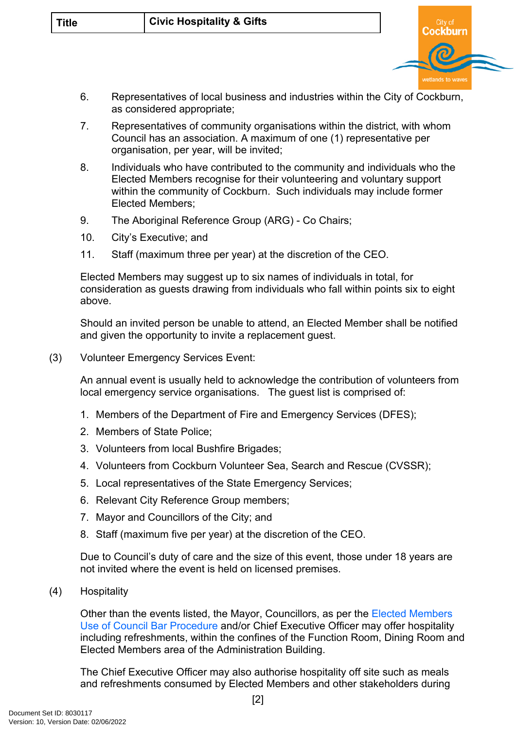6. Representatives of local business and industries within the City of Cockburn, as considered appropriate;

7. Representatives of community organisations within the district, with whom Council has an association. A maximum of one (1) representative per organisation, per year, will be invited;

8. Individuals who have contributed to the community and individuals who the Elected Members recognise for their volunteering and voluntary support within the community of Cockburn. Such individuals may include former Elected Members;

9. The Aboriginal Reference Group (ARG) - Co Chairs;

10. City's Executive; and

11. Staff (maximum three per year) at the discretion of the CEO.

Elected Members may suggest up to six names of individuals in total, for consideration as guests drawing from individuals who fall within points six to eight above.

Should an invited person be unable to attend, an Elected Member shall be notified and given the opportunity to invite a replacement guest.

(3) Volunteer Emergency Services Event:

An annual event is usually held to acknowledge the contribution of volunteers from local emergency service organisations. The guest list is comprised of:

1. Members of the Department of Fire and Emergency Services (DFES);
2. Members of State Police;
3. Volunteers from local Bushfire Brigades;
4. Volunteers from Cockburn Volunteer Sea, Search and Rescue (CVSSR);
5. Local representatives of the State Emergency Services;
6. Relevant City Reference Group members;
7. Mayor and Councillors of the City; and
8. Staff (maximum five per year) at the discretion of the CEO.

Due to Council's duty of care and the size of this event, those under 18 years are not invited where the event is held on licensed premises.

(4) Hospitality

Other than the events listed, the Mayor, Councillors, as per the Elected Members Use of Council Bar Procedure and/or Chief Executive Officer may offer hospitality including refreshments, within the confines of the Function Room, Dining Room and Elected Members area of the Administration Building.

The Chief Executive Officer may also authorise hospitality off site such as meals and refreshments consumed by Elected Members and other stakeholders during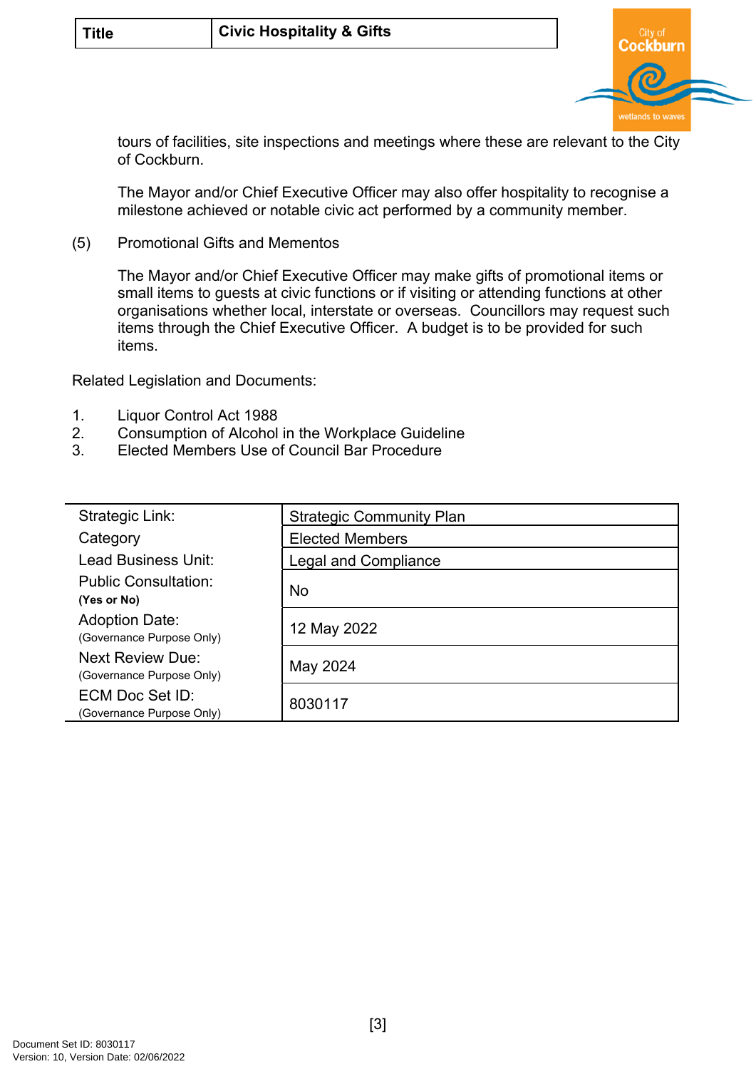tours of facilities, site inspections and meetings where these are relevant to the City of Cockburn.

The Mayor and/or Chief Executive Officer may also offer hospitality to recognise a milestone achieved or notable civic act performed by a community member.

(5) Promotional Gifts and Mementos

The Mayor and/or Chief Executive Officer may make gifts of promotional items or small items to guests at civic functions or if visiting or attending functions at other organisations whether local, interstate or overseas. Councillors may request such items through the Chief Executive Officer. A budget is to be provided for such items.

Related Legislation and Documents:

1. Liquor Control Act 1988
2. Consumption of Alcohol in the Workplace Guideline
3. Elected Members Use of Council Bar Procedure

| | |
|---|---|
| Strategic Link: | Strategic Community Plan |
| Category | Elected Members |
| Lead Business Unit: | Legal and Compliance |
| Public Consultation: **(Yes or No)** | No |
| Adoption Date: (Governance Purpose Only) | 12 May 2022 |
| Next Review Due: (Governance Purpose Only) | May 2024 |
| ECM Doc Set ID: (Governance Purpose Only) | 8030117 |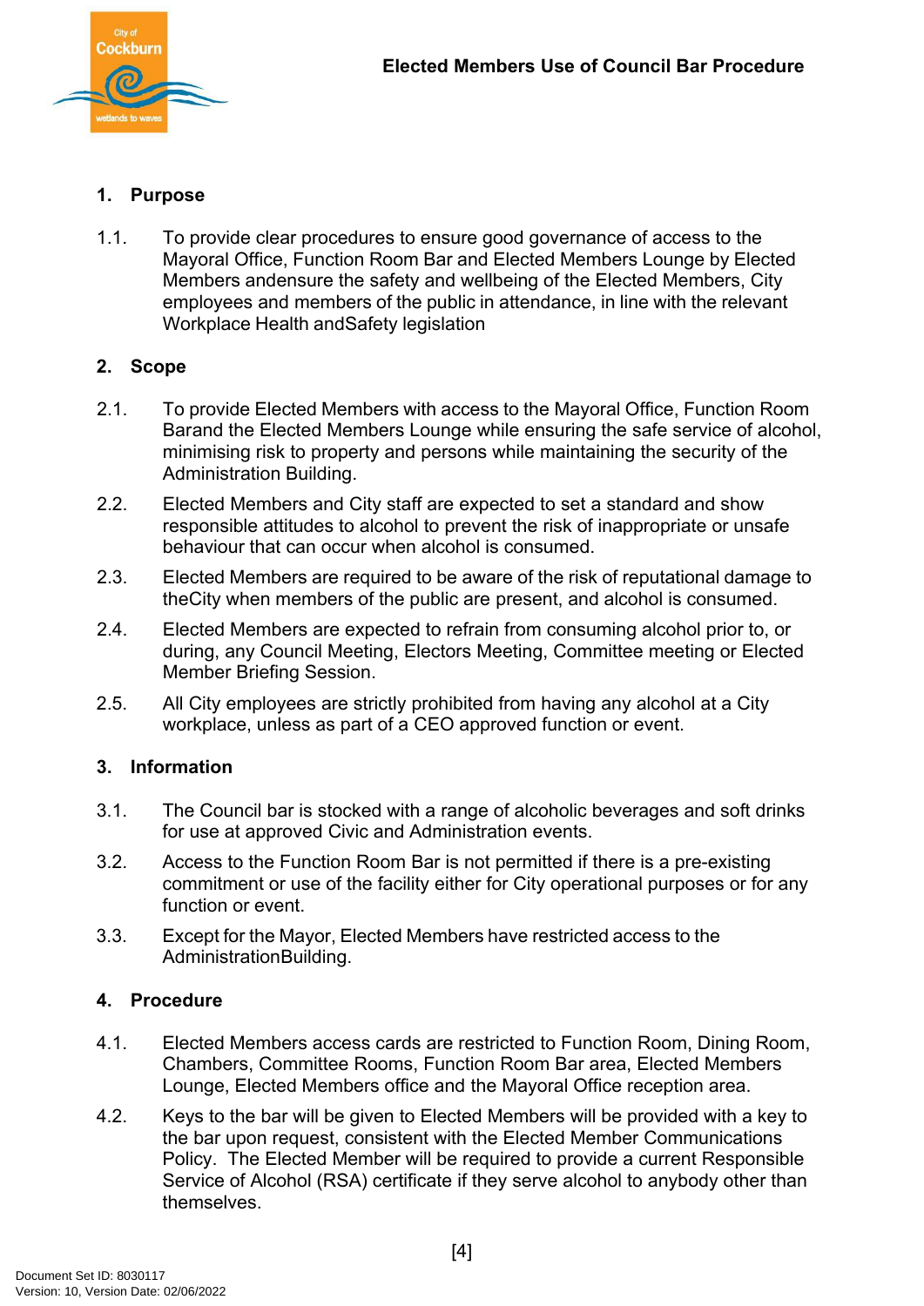# 1. Purpose

1.1. To provide clear procedures to ensure good governance of access to the Mayoral Office, Function Room Bar and Elected Members Lounge by Elected Members andensure the safety and wellbeing of the Elected Members, City employees and members of the public in attendance, in line with the relevant Workplace Health andSafety legislation

# 2. Scope

2.1. To provide Elected Members with access to the Mayoral Office, Function Room Barand the Elected Members Lounge while ensuring the safe service of alcohol, minimising risk to property and persons while maintaining the security of the Administration Building.

2.2. Elected Members and City staff are expected to set a standard and show responsible attitudes to alcohol to prevent the risk of inappropriate or unsafe behaviour that can occur when alcohol is consumed.

2.3. Elected Members are required to be aware of the risk of reputational damage to theCity when members of the public are present, and alcohol is consumed.

2.4. Elected Members are expected to refrain from consuming alcohol prior to, or during, any Council Meeting, Electors Meeting, Committee meeting or Elected Member Briefing Session.

2.5. All City employees are strictly prohibited from having any alcohol at a City workplace, unless as part of a CEO approved function or event.

# 3. Information

3.1. The Council bar is stocked with a range of alcoholic beverages and soft drinks for use at approved Civic and Administration events.

3.2. Access to the Function Room Bar is not permitted if there is a pre-existing commitment or use of the facility either for City operational purposes or for any function or event.

3.3. Except for the Mayor, Elected Members have restricted access to the AdministrationBuilding.

# 4. Procedure

4.1. Elected Members access cards are restricted to Function Room, Dining Room, Chambers, Committee Rooms, Function Room Bar area, Elected Members Lounge, Elected Members office and the Mayoral Office reception area.

4.2. Keys to the bar will be given to Elected Members will be provided with a key to the bar upon request, consistent with the Elected Member Communications Policy. The Elected Member will be required to provide a current Responsible Service of Alcohol (RSA) certificate if they serve alcohol to anybody other than themselves.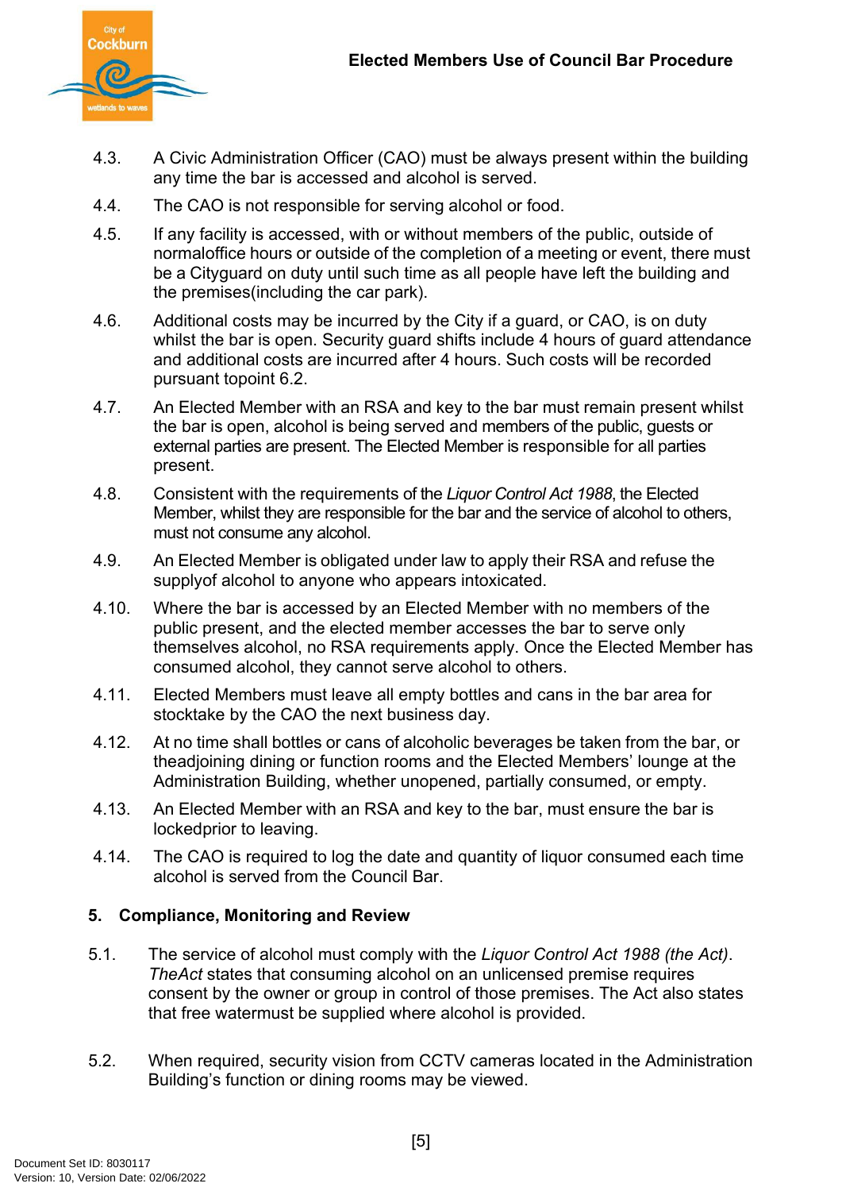4.3. A Civic Administration Officer (CAO) must be always present within the building any time the bar is accessed and alcohol is served.

4.4. The CAO is not responsible for serving alcohol or food.

4.5. If any facility is accessed, with or without members of the public, outside of normaloffice hours or outside of the completion of a meeting or event, there must be a Cityguard on duty until such time as all people have left the building and the premises(including the car park).

4.6. Additional costs may be incurred by the City if a guard, or CAO, is on duty whilst the bar is open. Security guard shifts include 4 hours of guard attendance and additional costs are incurred after 4 hours. Such costs will be recorded pursuant topoint 6.2.

4.7. An Elected Member with an RSA and key to the bar must remain present whilst the bar is open, alcohol is being served and members of the public, guests or external parties are present. The Elected Member is responsible for all parties present.

4.8. Consistent with the requirements of the *Liquor Control Act 1988*, the Elected Member, whilst they are responsible for the bar and the service of alcohol to others, must not consume any alcohol.

4.9. An Elected Member is obligated under law to apply their RSA and refuse the supplyof alcohol to anyone who appears intoxicated.

4.10. Where the bar is accessed by an Elected Member with no members of the public present, and the elected member accesses the bar to serve only themselves alcohol, no RSA requirements apply. Once the Elected Member has consumed alcohol, they cannot serve alcohol to others.

4.11. Elected Members must leave all empty bottles and cans in the bar area for stocktake by the CAO the next business day.

4.12. At no time shall bottles or cans of alcoholic beverages be taken from the bar, or theadjoining dining or function rooms and the Elected Members' lounge at the Administration Building, whether unopened, partially consumed, or empty.

4.13. An Elected Member with an RSA and key to the bar, must ensure the bar is lockedprior to leaving.

4.14. The CAO is required to log the date and quantity of liquor consumed each time alcohol is served from the Council Bar.

## 5. Compliance, Monitoring and Review

5.1. The service of alcohol must comply with the *Liquor Control Act 1988 (the Act)*. *TheAct* states that consuming alcohol on an unlicensed premise requires consent by the owner or group in control of those premises. The Act also states that free watermust be supplied where alcohol is provided.

5.2. When required, security vision from CCTV cameras located in the Administration Building's function or dining rooms may be viewed.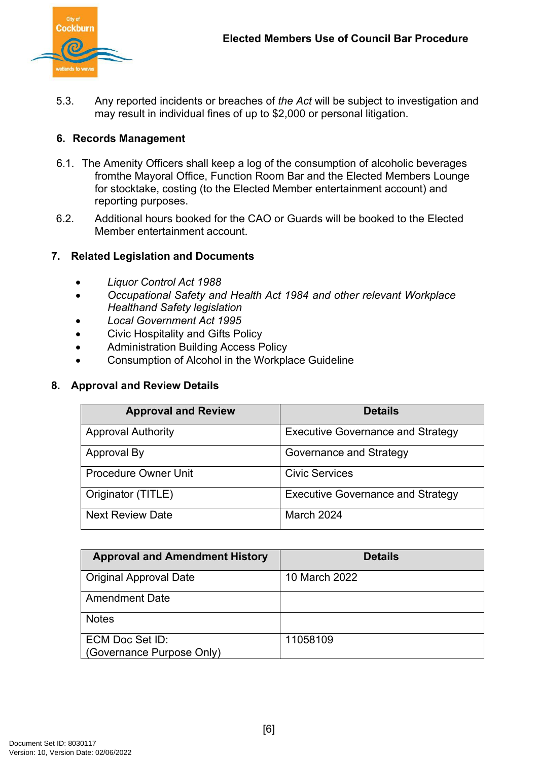5.3. Any reported incidents or breaches of *the Act* will be subject to investigation and may result in individual fines of up to $2,000 or personal litigation.

## 6. Records Management

6.1. The Amenity Officers shall keep a log of the consumption of alcoholic beverages fromthe Mayoral Office, Function Room Bar and the Elected Members Lounge for stocktake, costing (to the Elected Member entertainment account) and reporting purposes.

6.2. Additional hours booked for the CAO or Guards will be booked to the Elected Member entertainment account.

## 7. Related Legislation and Documents

- *Liquor Control Act 1988*
- *Occupational Safety and Health Act 1984 and other relevant Workplace Healthand Safety legislation*
- *Local Government Act 1995*
- Civic Hospitality and Gifts Policy
- Administration Building Access Policy
- Consumption of Alcohol in the Workplace Guideline

## 8. Approval and Review Details

| Approval and Review | Details |
|---|---|
| Approval Authority | Executive Governance and Strategy |
| Approval By | Governance and Strategy |
| Procedure Owner Unit | Civic Services |
| Originator (TITLE) | Executive Governance and Strategy |
| Next Review Date | March 2024 |

| Approval and Amendment History | Details |
|---|---|
| Original Approval Date | 10 March 2022 |
| Amendment Date | |
| Notes | |
| ECM Doc Set ID: (Governance Purpose Only) | 11058109 |